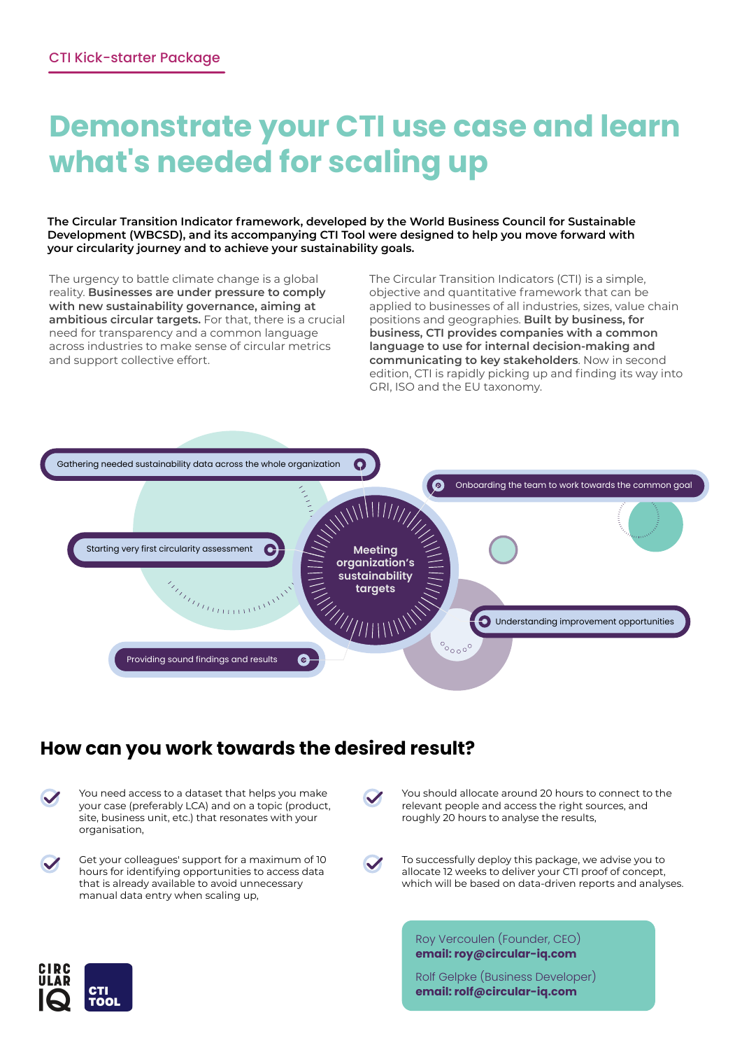CTI Kick-starter Package

# Demonstrate your CTI use case and learn what's needed for scaling up

**The Circular Transition Indicator framework, developed by the World Business Council for Sustainable Development (WBCSD), and its accompanying CTI Tool were designed to help you move forward with your circularity journey and to achieve your sustainability goals.**

The urgency to battle climate change is a global reality. **Businesses are under pressure to comply with new sustainability governance, aiming at ambitious circular targets.** For that, there is a crucial need for transparency and a common language across industries to make sense of circular metrics and support collective effort.

The Circular Transition Indicators (CTI) is a simple, objective and quantitative framework that can be applied to businesses of all industries, sizes, value chain positions and geographies. **Built by business, for business, CTI provides companies with a common language to use for internal decision-making and communicating to key stakeholders**. Now in second edition, CTI is rapidly picking up and finding its way into GRI, ISO and the EU taxonomy.

**Meeting organization's sustainability targets**

- Gathering needed sustainability data across the whole organization
- Onboarding the team to work towards the common goal
- Starting very first circularity assessment
- Understanding improvement opportunities
- Providing sound findings and results

## How can you work towards the desired result?

- You need access to a dataset that helps you make your case (preferably LCA) and on a topic (product, site, business unit, etc.) that resonates with your organisation,
- Get your colleagues' support for a maximum of 10 hours for identifying opportunities to access data that is already available to avoid unnecessary manual data entry when scaling up,
- You should allocate around 20 hours to connect to the relevant people and access the right sources, and roughly 20 hours to analyse the results,
- To successfully deploy this package, we advise you to allocate 12 weeks to deliver your CTI proof of concept, which will be based on data-driven reports and analyses.

Roy Vercoulen (Founder, CEO)
**email: roy@circular-iq.com**

Rolf Gelpke (Business Developer)
**email: rolf@circular-iq.com**

CIRCULAR IQ

CTI TOOL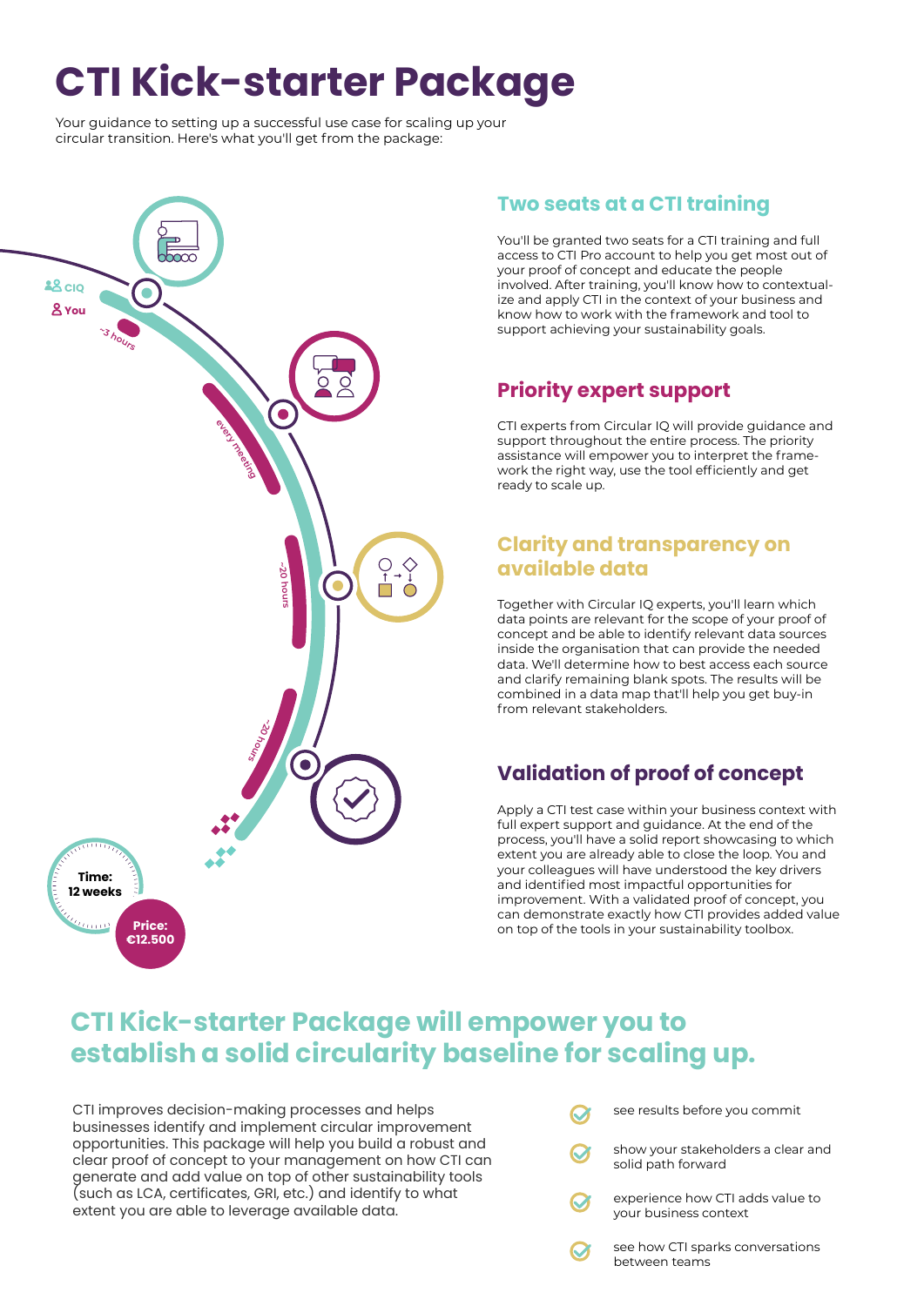# CTI Kick-starter Package

Your guidance to setting up a successful use case for scaling up your circular transition. Here's what you'll get from the package:

CIQ

You

~3 hours

every meeting

~20 hours

~20 hours

Time: 12 weeks

Price: €12.500

## Two seats at a CTI training

You'll be granted two seats for a CTI training and full access to CTI Pro account to help you get most out of your proof of concept and educate the people involved. After training, you'll know how to contextualize and apply CTI in the context of your business and know how to work with the framework and tool to support achieving your sustainability goals.

## Priority expert support

CTI experts from Circular IQ will provide guidance and support throughout the entire process. The priority assistance will empower you to interpret the framework the right way, use the tool efficiently and get ready to scale up.

## Clarity and transparency on available data

Together with Circular IQ experts, you'll learn which data points are relevant for the scope of your proof of concept and be able to identify relevant data sources inside the organisation that can provide the needed data. We'll determine how to best access each source and clarify remaining blank spots. The results will be combined in a data map that'll help you get buy-in from relevant stakeholders.

## Validation of proof of concept

Apply a CTI test case within your business context with full expert support and guidance. At the end of the process, you'll have a solid report showcasing to which extent you are already able to close the loop. You and your colleagues will have understood the key drivers and identified most impactful opportunities for improvement. With a validated proof of concept, you can demonstrate exactly how CTI provides added value on top of the tools in your sustainability toolbox.

## CTI Kick-starter Package will empower you to establish a solid circularity baseline for scaling up.

CTI improves decision-making processes and helps businesses identify and implement circular improvement opportunities. This package will help you build a robust and clear proof of concept to your management on how CTI can generate and add value on top of other sustainability tools (such as LCA, certificates, GRI, etc.) and identify to what extent you are able to leverage available data.

- see results before you commit
- show your stakeholders a clear and solid path forward
- experience how CTI adds value to your business context
- see how CTI sparks conversations between teams